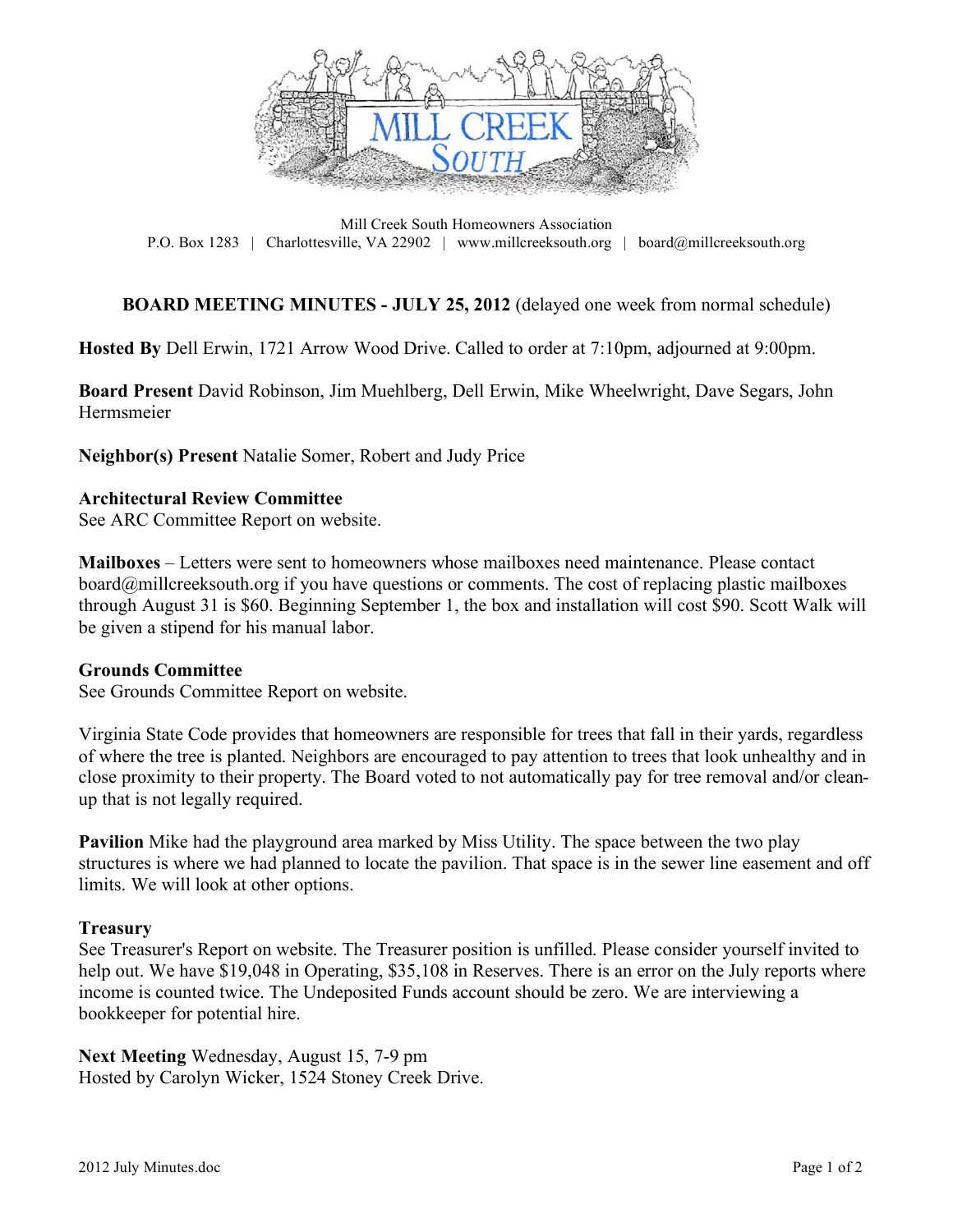Mill Creek South Homeowners Association
P.O. Box 1283 | Charlottesville, VA 22902 | www.millcreeksouth.org | board@millcreeksouth.org

## BOARD MEETING MINUTES - JULY 25, 2012 (delayed one week from normal schedule)

**Hosted By** Dell Erwin, 1721 Arrow Wood Drive. Called to order at 7:10pm, adjourned at 9:00pm.

**Board Present** David Robinson, Jim Muehlberg, Dell Erwin, Mike Wheelwright, Dave Segars, John Hermsmeier

**Neighbor(s) Present** Natalie Somer, Robert and Judy Price

**Architectural Review Committee**
See ARC Committee Report on website.

**Mailboxes** – Letters were sent to homeowners whose mailboxes need maintenance. Please contact board@millcreeksouth.org if you have questions or comments. The cost of replacing plastic mailboxes through August 31 is $60. Beginning September 1, the box and installation will cost $90. Scott Walk will be given a stipend for his manual labor.

**Grounds Committee**
See Grounds Committee Report on website.

Virginia State Code provides that homeowners are responsible for trees that fall in their yards, regardless of where the tree is planted. Neighbors are encouraged to pay attention to trees that look unhealthy and in close proximity to their property. The Board voted to not automatically pay for tree removal and/or clean-up that is not legally required.

**Pavilion** Mike had the playground area marked by Miss Utility. The space between the two play structures is where we had planned to locate the pavilion. That space is in the sewer line easement and off limits. We will look at other options.

**Treasury**
See Treasurer's Report on website. The Treasurer position is unfilled. Please consider yourself invited to help out. We have $19,048 in Operating, $35,108 in Reserves. There is an error on the July reports where income is counted twice. The Undeposited Funds account should be zero. We are interviewing a bookkeeper for potential hire.

**Next Meeting** Wednesday, August 15, 7-9 pm
Hosted by Carolyn Wicker, 1524 Stoney Creek Drive.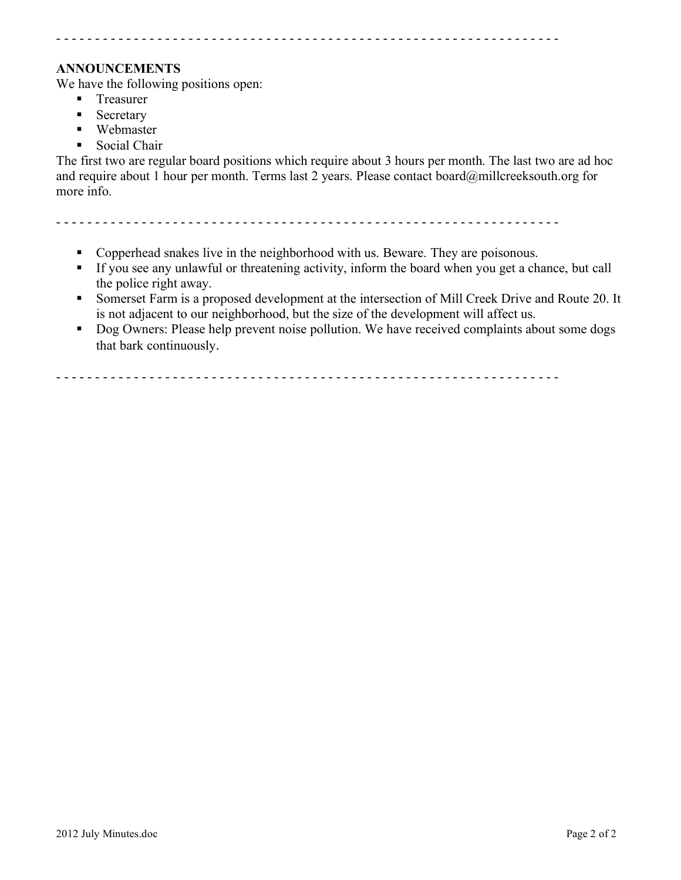- - - - - - - - - - - - - - - - - - - - - - - - - - - - - - - - - - - - - - - - - - - - - - - - - - - - - - - - - - - - - - - - - -

**ANNOUNCEMENTS**

We have the following positions open:

- Treasurer
- Secretary
- Webmaster
- Social Chair

The first two are regular board positions which require about 3 hours per month. The last two are ad hoc and require about 1 hour per month. Terms last 2 years. Please contact board@millcreeksouth.org for more info.

- - - - - - - - - - - - - - - - - - - - - - - - - - - - - - - - - - - - - - - - - - - - - - - - - - - - - - - - - - - - - - - - - -

- Copperhead snakes live in the neighborhood with us. Beware. They are poisonous.
- If you see any unlawful or threatening activity, inform the board when you get a chance, but call the police right away.
- Somerset Farm is a proposed development at the intersection of Mill Creek Drive and Route 20. It is not adjacent to our neighborhood, but the size of the development will affect us.
- Dog Owners: Please help prevent noise pollution. We have received complaints about some dogs that bark continuously.

- - - - - - - - - - - - - - - - - - - - - - - - - - - - - - - - - - - - - - - - - - - - - - - - - - - - - - - - - - - - - - - - - -